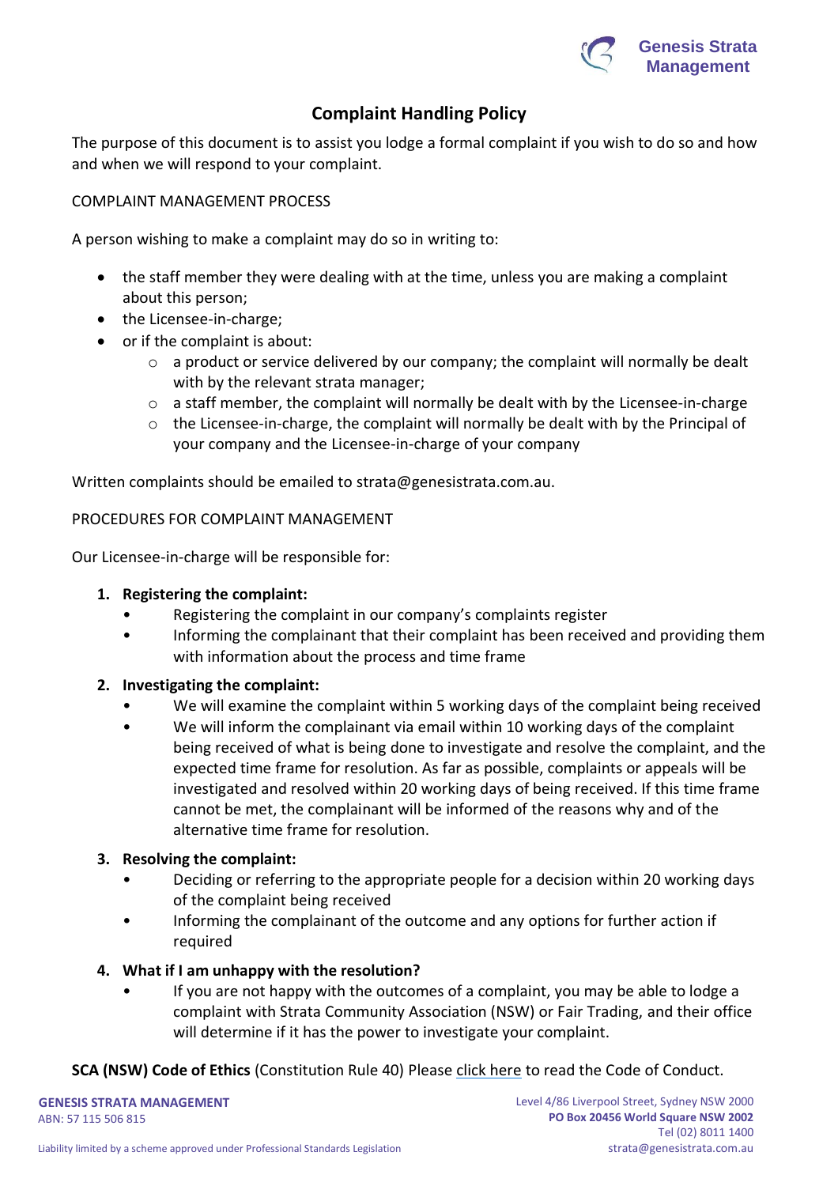Genesis Strata Management

# Complaint Handling Policy

The purpose of this document is to assist you lodge a formal complaint if you wish to do so and how and when we will respond to your complaint.

COMPLAINT MANAGEMENT PROCESS

A person wishing to make a complaint may do so in writing to:

- the staff member they were dealing with at the time, unless you are making a complaint about this person;
- the Licensee-in-charge;
- or if the complaint is about:
  - a product or service delivered by our company; the complaint will normally be dealt with by the relevant strata manager;
  - a staff member, the complaint will normally be dealt with by the Licensee-in-charge
  - the Licensee-in-charge, the complaint will normally be dealt with by the Principal of your company and the Licensee-in-charge of your company

Written complaints should be emailed to strata@genesistrata.com.au.

PROCEDURES FOR COMPLAINT MANAGEMENT

Our Licensee-in-charge will be responsible for:

1. **Registering the complaint:**
   - Registering the complaint in our company's complaints register
   - Informing the complainant that their complaint has been received and providing them with information about the process and time frame
2. **Investigating the complaint:**
   - We will examine the complaint within 5 working days of the complaint being received
   - We will inform the complainant via email within 10 working days of the complaint being received of what is being done to investigate and resolve the complaint, and the expected time frame for resolution. As far as possible, complaints or appeals will be investigated and resolved within 20 working days of being received. If this time frame cannot be met, the complainant will be informed of the reasons why and of the alternative time frame for resolution.
3. **Resolving the complaint:**
   - Deciding or referring to the appropriate people for a decision within 20 working days of the complaint being received
   - Informing the complainant of the outcome and any options for further action if required
4. **What if I am unhappy with the resolution?**
   - If you are not happy with the outcomes of a complaint, you may be able to lodge a complaint with Strata Community Association (NSW) or Fair Trading, and their office will determine if it has the power to investigate your complaint.

**SCA (NSW) Code of Ethics** (Constitution Rule 40) Please click here to read the Code of Conduct.

GENESIS STRATA MANAGEMENT
ABN: 57 115 506 815

Level 4/86 Liverpool Street, Sydney NSW 2000
**PO Box 20456 World Square NSW 2002**
Tel (02) 8011 1400
strata@genesistrata.com.au

Liability limited by a scheme approved under Professional Standards Legislation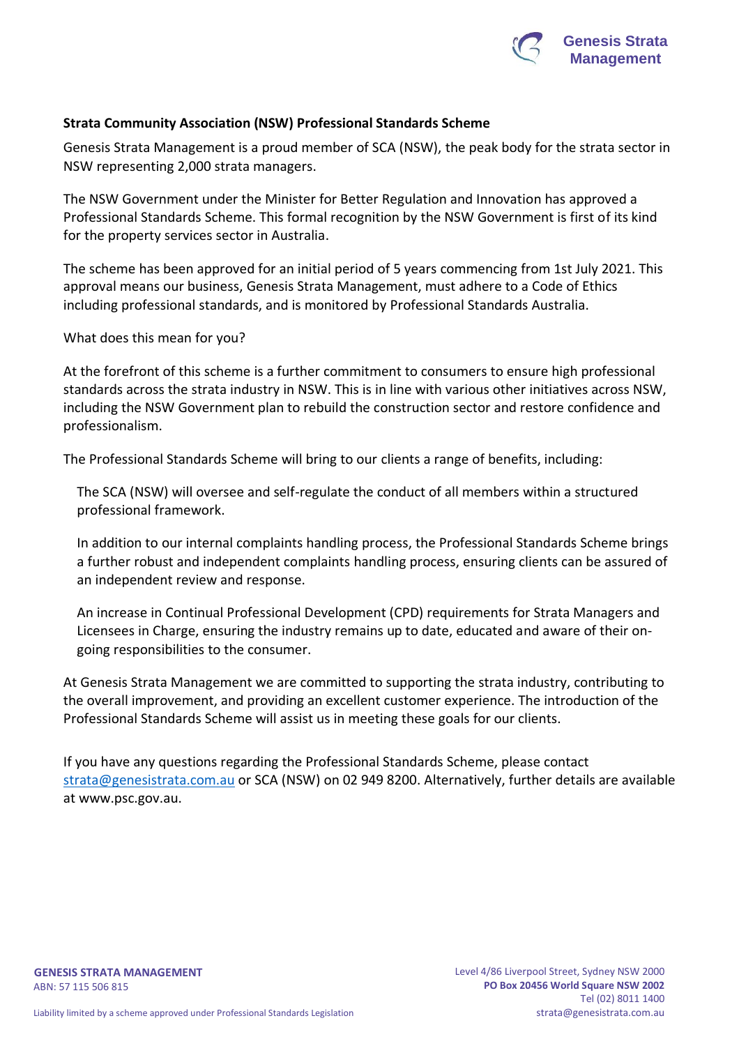**Strata Community Association (NSW) Professional Standards Scheme**

Genesis Strata Management is a proud member of SCA (NSW), the peak body for the strata sector in NSW representing 2,000 strata managers.

The NSW Government under the Minister for Better Regulation and Innovation has approved a Professional Standards Scheme. This formal recognition by the NSW Government is first of its kind for the property services sector in Australia.

The scheme has been approved for an initial period of 5 years commencing from 1st July 2021. This approval means our business, Genesis Strata Management, must adhere to a Code of Ethics including professional standards, and is monitored by Professional Standards Australia.

What does this mean for you?

At the forefront of this scheme is a further commitment to consumers to ensure high professional standards across the strata industry in NSW. This is in line with various other initiatives across NSW, including the NSW Government plan to rebuild the construction sector and restore confidence and professionalism.

The Professional Standards Scheme will bring to our clients a range of benefits, including:

- The SCA (NSW) will oversee and self-regulate the conduct of all members within a structured professional framework.
- In addition to our internal complaints handling process, the Professional Standards Scheme brings a further robust and independent complaints handling process, ensuring clients can be assured of an independent review and response.
- An increase in Continual Professional Development (CPD) requirements for Strata Managers and Licensees in Charge, ensuring the industry remains up to date, educated and aware of their on-going responsibilities to the consumer.

At Genesis Strata Management we are committed to supporting the strata industry, contributing to the overall improvement, and providing an excellent customer experience. The introduction of the Professional Standards Scheme will assist us in meeting these goals for our clients.

If you have any questions regarding the Professional Standards Scheme, please contact strata@genesistrata.com.au or SCA (NSW) on 02 949 8200. Alternatively, further details are available at www.psc.gov.au.

**GENESIS STRATA MANAGEMENT**
ABN: 57 115 506 815

Level 4/86 Liverpool Street, Sydney NSW 2000
**PO Box 20456 World Square NSW 2002**
Tel (02) 8011 1400
strata@genesistrata.com.au

Liability limited by a scheme approved under Professional Standards Legislation